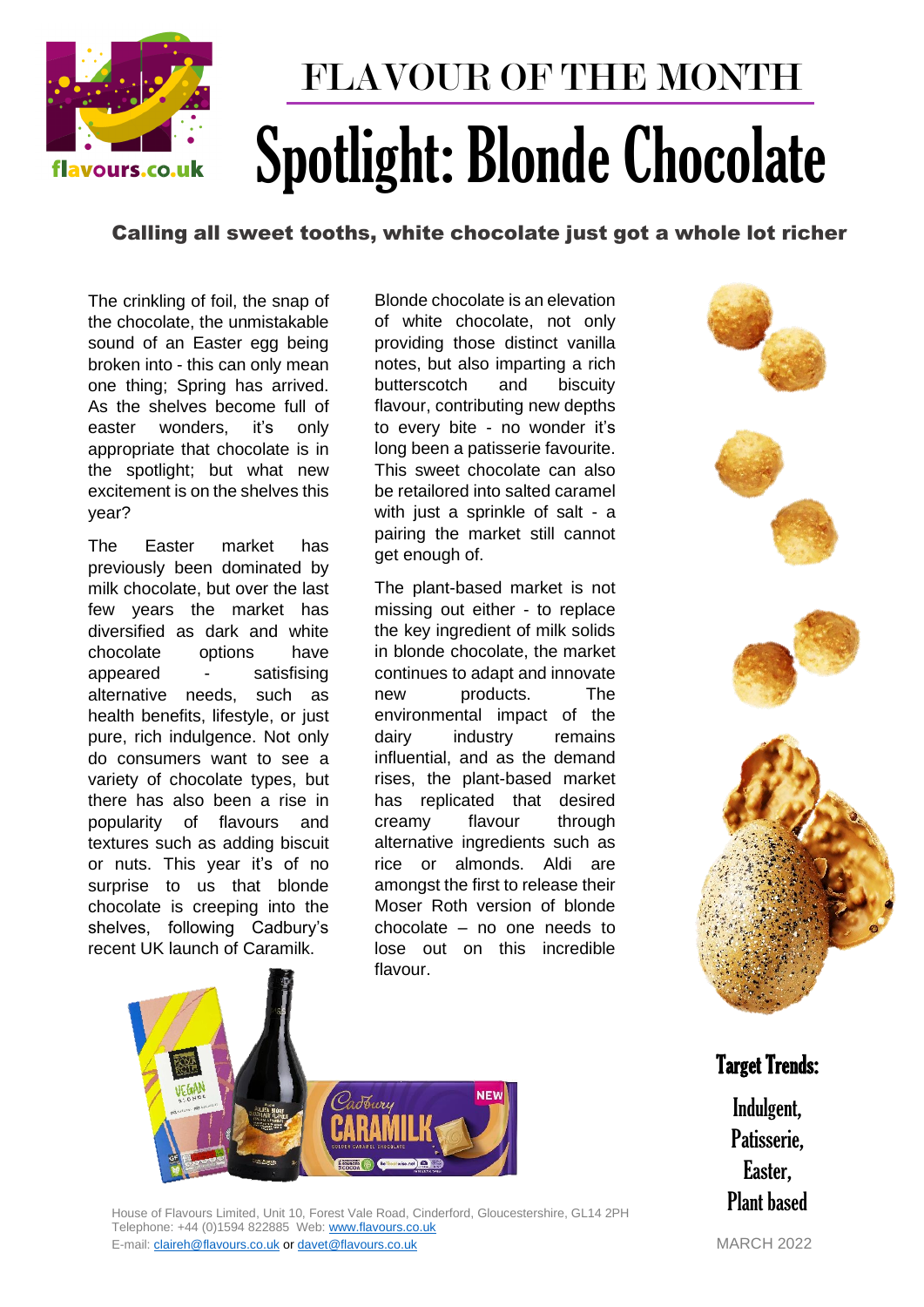# FLAVOUR OF THE MONTH

# Spotlight: Blonde Chocolate

## Calling all sweet tooths, white chocolate just got a whole lot richer

The crinkling of foil, the snap of the chocolate, the unmistakable sound of an Easter egg being broken into - this can only mean one thing; Spring has arrived. As the shelves become full of easter wonders, it's only appropriate that chocolate is in the spotlight; but what new excitement is on the shelves this year?

The Easter market has previously been dominated by milk chocolate, but over the last few years the market has diversified as dark and white chocolate options have appeared - satisfising alternative needs, such as health benefits, lifestyle, or just pure, rich indulgence. Not only do consumers want to see a variety of chocolate types, but there has also been a rise in popularity of flavours and textures such as adding biscuit or nuts. This year it's of no surprise to us that blonde chocolate is creeping into the shelves, following Cadbury's recent UK launch of Caramilk.

Blonde chocolate is an elevation of white chocolate, not only providing those distinct vanilla notes, but also imparting a rich butterscotch and biscuity flavour, contributing new depths to every bite - no wonder it's long been a patisserie favourite. This sweet chocolate can also be retailored into salted caramel with just a sprinkle of salt - a pairing the market still cannot get enough of.

The plant-based market is not missing out either - to replace the key ingredient of milk solids in blonde chocolate, the market continues to adapt and innovate new products. The environmental impact of the dairy industry remains influential, and as the demand rises, the plant-based market has replicated that desired creamy flavour through alternative ingredients such as rice or almonds. Aldi are amongst the first to release their Moser Roth version of blonde chocolate – no one needs to lose out on this incredible flavour.

### Target Trends:

Indulgent,
Patisserie,
Easter,
Plant based

House of Flavours Limited, Unit 10, Forest Vale Road, Cinderford, Gloucestershire, GL14 2PH
Telephone: +44 (0)1594 822885 Web: www.flavours.co.uk
E-mail: claireh@flavours.co.uk or davet@flavours.co.uk

MARCH 2022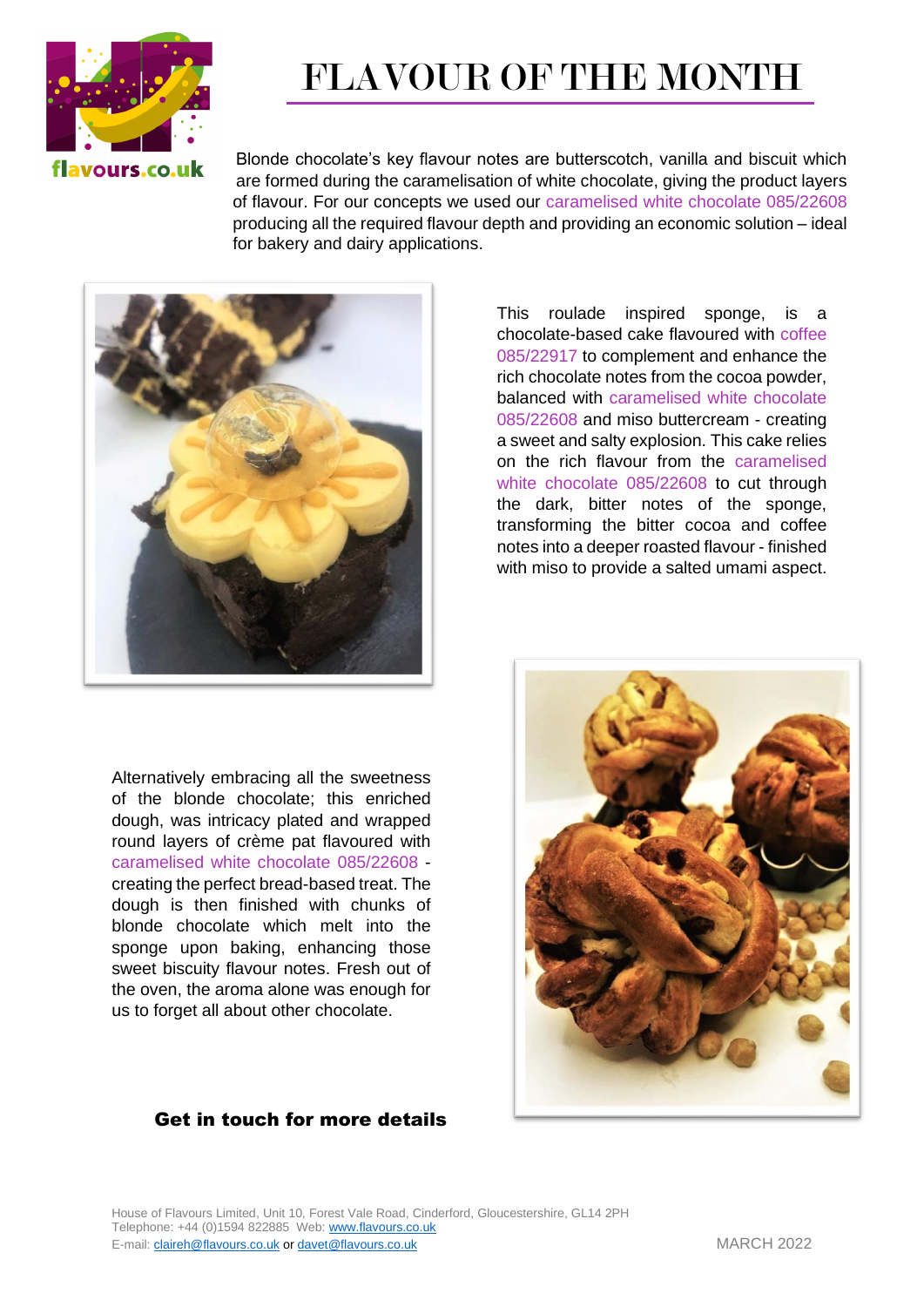# FLAVOUR OF THE MONTH

flavours.co.uk

Blonde chocolate's key flavour notes are butterscotch, vanilla and biscuit which are formed during the caramelisation of white chocolate, giving the product layers of flavour. For our concepts we used our caramelised white chocolate 085/22608 producing all the required flavour depth and providing an economic solution – ideal for bakery and dairy applications.

This roulade inspired sponge, is a chocolate-based cake flavoured with coffee 085/22917 to complement and enhance the rich chocolate notes from the cocoa powder, balanced with caramelised white chocolate 085/22608 and miso buttercream - creating a sweet and salty explosion. This cake relies on the rich flavour from the caramelised white chocolate 085/22608 to cut through the dark, bitter notes of the sponge, transforming the bitter cocoa and coffee notes into a deeper roasted flavour - finished with miso to provide a salted umami aspect.

Alternatively embracing all the sweetness of the blonde chocolate; this enriched dough, was intricacy plated and wrapped round layers of crème pat flavoured with caramelised white chocolate 085/22608 - creating the perfect bread-based treat. The dough is then finished with chunks of blonde chocolate which melt into the sponge upon baking, enhancing those sweet biscuity flavour notes. Fresh out of the oven, the aroma alone was enough for us to forget all about other chocolate.

**Get in touch for more details**

House of Flavours Limited, Unit 10, Forest Vale Road, Cinderford, Gloucestershire, GL14 2PH
Telephone: +44 (0)1594 822885 Web: www.flavours.co.uk
E-mail: claireh@flavours.co.uk or davet@flavours.co.uk

MARCH 2022